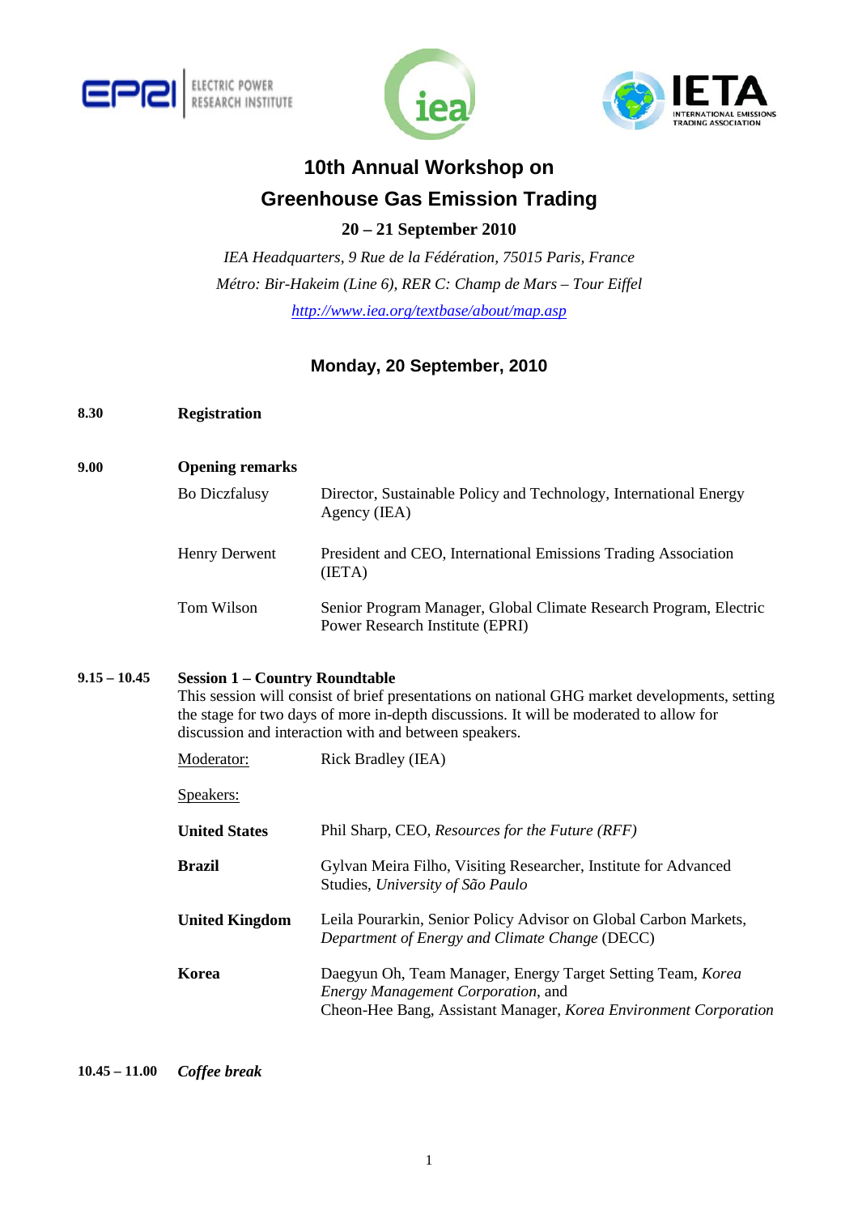# 10th Annual Workshop on Greenhouse Gas Emission Trading

**20 – 21 September 2010**

*IEA Headquarters, 9 Rue de la Fédération, 75015 Paris, France*

*Métro: Bir-Hakeim (Line 6), RER C: Champ de Mars – Tour Eiffel*

*http://www.iea.org/textbase/about/map.asp*

## Monday, 20 September, 2010

**8.30** **Registration**

**9.00** **Opening remarks**

| | |
|---|---|
| Bo Diczfalusy | Director, Sustainable Policy and Technology, International Energy Agency (IEA) |
| Henry Derwent | President and CEO, International Emissions Trading Association (IETA) |
| Tom Wilson | Senior Program Manager, Global Climate Research Program, Electric Power Research Institute (EPRI) |

**9.15 – 10.45** **Session 1 – Country Roundtable**

This session will consist of brief presentations on national GHG market developments, setting the stage for two days of more in-depth discussions. It will be moderated to allow for discussion and interaction with and between speakers.

| | |
|---|---|
| Moderator: | Rick Bradley (IEA) |
| Speakers: | |
| **United States** | Phil Sharp, CEO, *Resources for the Future (RFF)* |
| **Brazil** | Gylvan Meira Filho, Visiting Researcher, Institute for Advanced Studies, *University of São Paulo* |
| **United Kingdom** | Leila Pourarkin, Senior Policy Advisor on Global Carbon Markets, *Department of Energy and Climate Change* (DECC) |
| **Korea** | Daegyun Oh, Team Manager, Energy Target Setting Team, *Korea Energy Management Corporation*, and Cheon-Hee Bang, Assistant Manager, *Korea Environment Corporation* |

**10.45 – 11.00** ***Coffee break***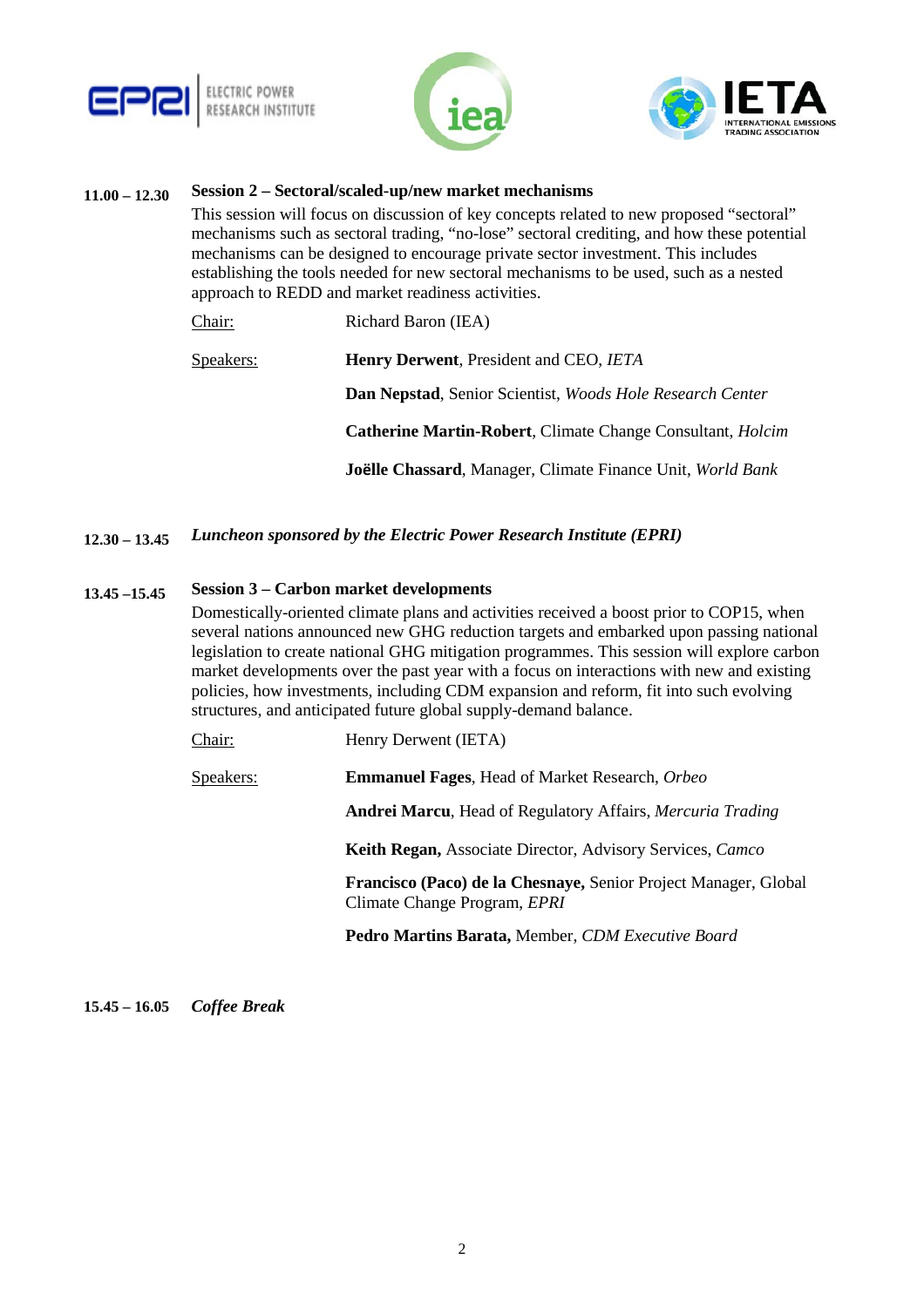**11.00 – 12.30** **Session 2 – Sectoral/scaled-up/new market mechanisms**

This session will focus on discussion of key concepts related to new proposed "sectoral" mechanisms such as sectoral trading, "no-lose" sectoral crediting, and how these potential mechanisms can be designed to encourage private sector investment. This includes establishing the tools needed for new sectoral mechanisms to be used, such as a nested approach to REDD and market readiness activities.

Chair: Richard Baron (IEA)

Speakers:

**Henry Derwent**, President and CEO, *IETA*

**Dan Nepstad**, Senior Scientist, *Woods Hole Research Center*

**Catherine Martin-Robert**, Climate Change Consultant, *Holcim*

**Joëlle Chassard**, Manager, Climate Finance Unit, *World Bank*

**12.30 – 13.45** ***Luncheon sponsored by the Electric Power Research Institute (EPRI)***

**13.45 –15.45** **Session 3 – Carbon market developments**

Domestically-oriented climate plans and activities received a boost prior to COP15, when several nations announced new GHG reduction targets and embarked upon passing national legislation to create national GHG mitigation programmes. This session will explore carbon market developments over the past year with a focus on interactions with new and existing policies, how investments, including CDM expansion and reform, fit into such evolving structures, and anticipated future global supply-demand balance.

Chair: Henry Derwent (IETA)

Speakers:

**Emmanuel Fages**, Head of Market Research, *Orbeo*

**Andrei Marcu**, Head of Regulatory Affairs, *Mercuria Trading*

**Keith Regan,** Associate Director, Advisory Services, *Camco*

**Francisco (Paco) de la Chesnaye,** Senior Project Manager, Global Climate Change Program, *EPRI*

**Pedro Martins Barata,** Member, *CDM Executive Board*

**15.45 – 16.05** ***Coffee Break***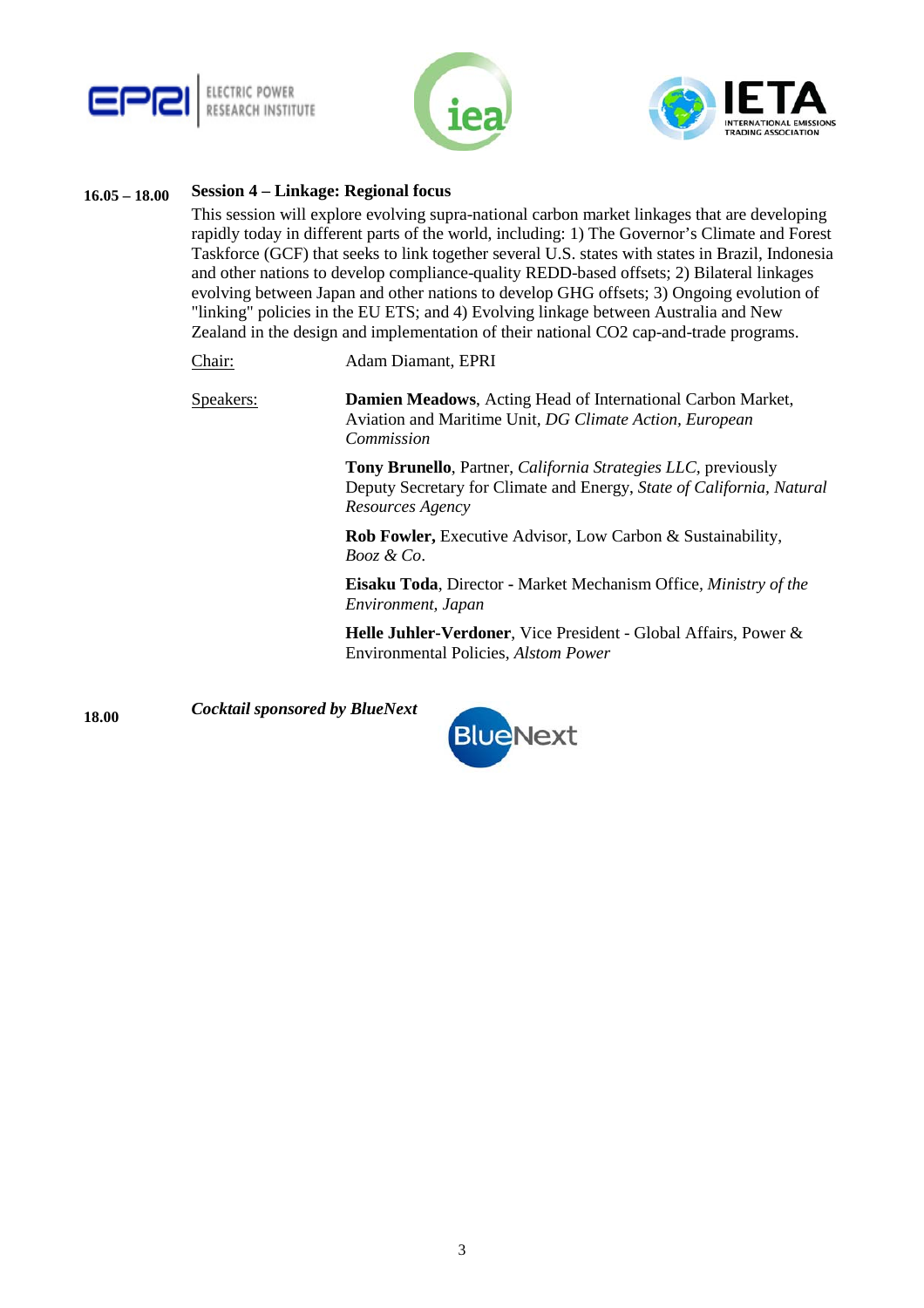**16.05 – 18.00** **Session 4 – Linkage: Regional focus**

This session will explore evolving supra-national carbon market linkages that are developing rapidly today in different parts of the world, including: 1) The Governor's Climate and Forest Taskforce (GCF) that seeks to link together several U.S. states with states in Brazil, Indonesia and other nations to develop compliance-quality REDD-based offsets; 2) Bilateral linkages evolving between Japan and other nations to develop GHG offsets; 3) Ongoing evolution of "linking" policies in the EU ETS; and 4) Evolving linkage between Australia and New Zealand in the design and implementation of their national $CO_2$ cap-and-trade programs.

Chair: Adam Diamant, EPRI

Speakers:

**Damien Meadows**, Acting Head of International Carbon Market, Aviation and Maritime Unit, *DG Climate Action, European Commission*

**Tony Brunello**, Partner, *California Strategies LLC*, previously Deputy Secretary for Climate and Energy, *State of California, Natural Resources Agency*

**Rob Fowler,** Executive Advisor, Low Carbon & Sustainability, *Booz & Co*.

**Eisaku Toda**, Director - Market Mechanism Office, *Ministry of the Environment, Japan*

**Helle Juhler-Verdoner**, Vice President - Global Affairs, Power & Environmental Policies, *Alstom Power*

**18.00** ***Cocktail sponsored by BlueNext***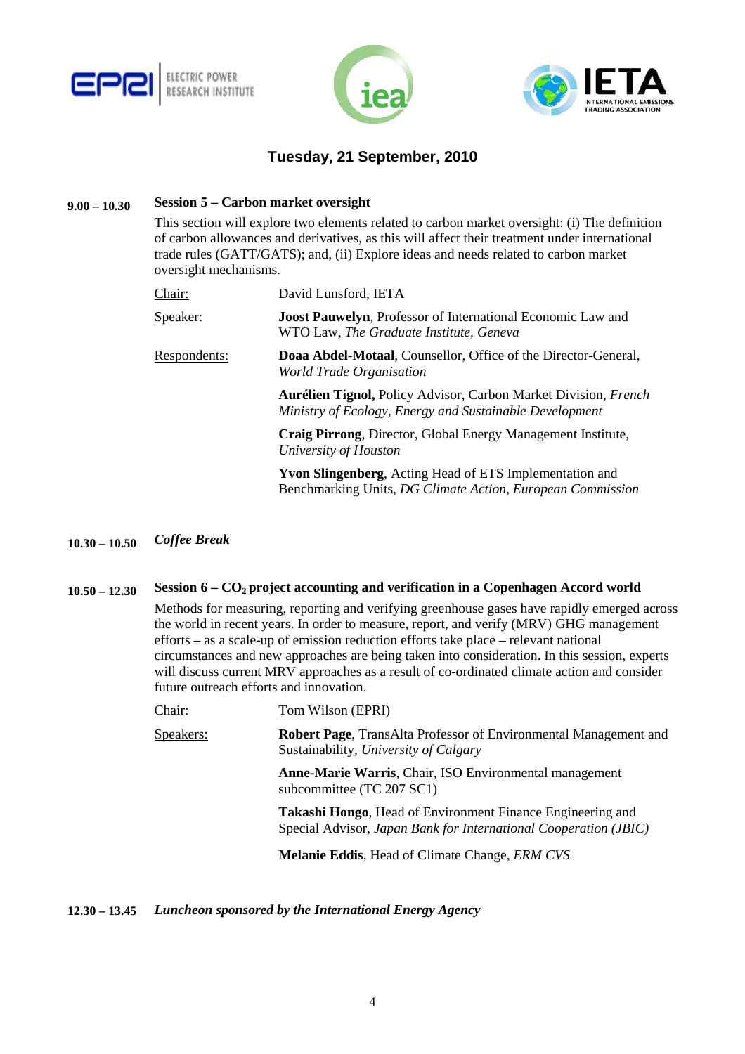## Tuesday, 21 September, 2010

**9.00 – 10.30** **Session 5 – Carbon market oversight**

This section will explore two elements related to carbon market oversight: (i) The definition of carbon allowances and derivatives, as this will affect their treatment under international trade rules (GATT/GATS); and, (ii) Explore ideas and needs related to carbon market oversight mechanisms.

Chair: David Lunsford, IETA

Speaker: **Joost Pauwelyn**, Professor of International Economic Law and WTO Law, *The Graduate Institute, Geneva*

Respondents:

**Doaa Abdel-Motaal**, Counsellor, Office of the Director-General, *World Trade Organisation*

**Aurélien Tignol,** Policy Advisor, Carbon Market Division, *French Ministry of Ecology, Energy and Sustainable Development*

**Craig Pirrong**, Director, Global Energy Management Institute, *University of Houston*

**Yvon Slingenberg**, Acting Head of ETS Implementation and Benchmarking Units, *DG Climate Action, European Commission*

**10.30 – 10.50** ***Coffee Break***

**10.50 – 12.30** **Session 6 – $CO_2$ project accounting and verification in a Copenhagen Accord world**

Methods for measuring, reporting and verifying greenhouse gases have rapidly emerged across the world in recent years. In order to measure, report, and verify (MRV) GHG management efforts – as a scale-up of emission reduction efforts take place – relevant national circumstances and new approaches are being taken into consideration. In this session, experts will discuss current MRV approaches as a result of co-ordinated climate action and consider future outreach efforts and innovation.

Chair: Tom Wilson (EPRI)

Speakers:

**Robert Page**, TransAlta Professor of Environmental Management and Sustainability, *University of Calgary*

**Anne-Marie Warris**, Chair, ISO Environmental management subcommittee (TC 207 SC1)

**Takashi Hongo**, Head of Environment Finance Engineering and Special Advisor, *Japan Bank for International Cooperation (JBIC)*

**Melanie Eddis**, Head of Climate Change, *ERM CVS*

**12.30 – 13.45** ***Luncheon sponsored by the International Energy Agency***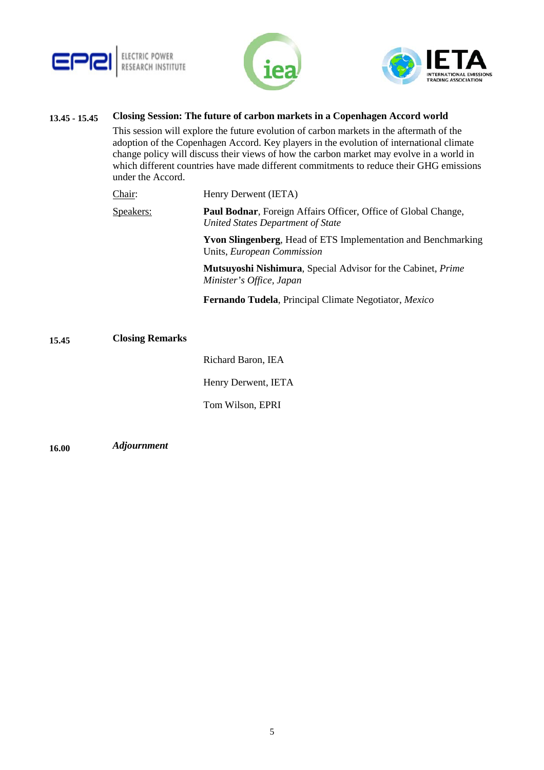**13.45 - 15.45** **Closing Session: The future of carbon markets in a Copenhagen Accord world**

This session will explore the future evolution of carbon markets in the aftermath of the adoption of the Copenhagen Accord. Key players in the evolution of international climate change policy will discuss their views of how the carbon market may evolve in a world in which different countries have made different commitments to reduce their GHG emissions under the Accord.

Chair: Henry Derwent (IETA)

Speakers:

**Paul Bodnar**, Foreign Affairs Officer, Office of Global Change, *United States Department of State*

**Yvon Slingenberg**, Head of ETS Implementation and Benchmarking Units, *European Commission*

**Mutsuyoshi Nishimura**, Special Advisor for the Cabinet, *Prime Minister's Office, Japan*

**Fernando Tudela**, Principal Climate Negotiator, *Mexico*

**15.45** **Closing Remarks**

Richard Baron, IEA

Henry Derwent, IETA

Tom Wilson, EPRI

**16.00** ***Adjournment***